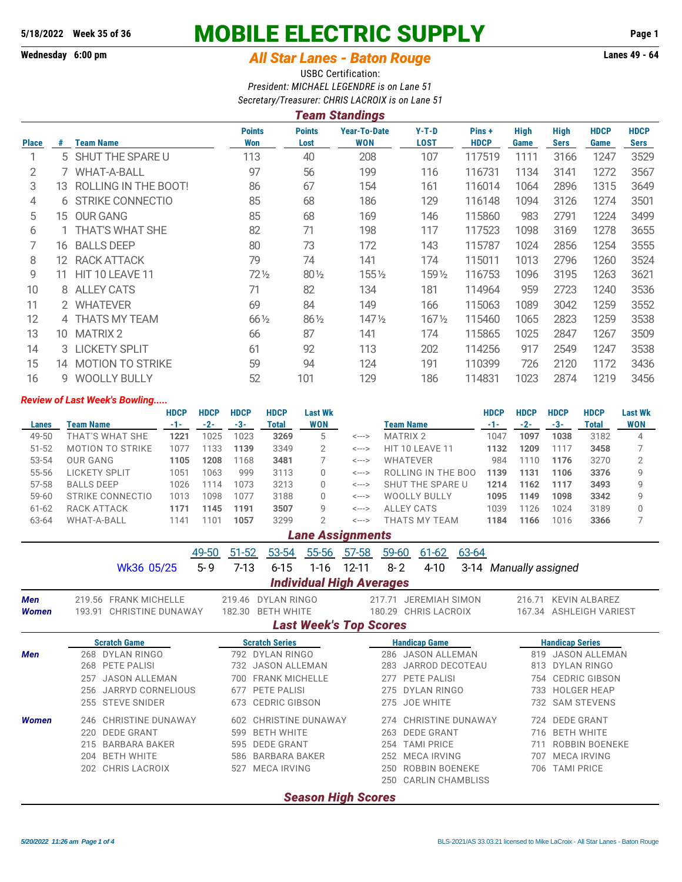5/18/2022 Week 35 of 36

Wednesday 6:00 pm

# MOBILE ELECTRIC SUPPLY

## All Star Lanes - Baton Rouge

Lanes 49 - 64

USBC Certification:

*President: MICHAEL LEGENDRE is on Lane 51*

*Secretary/Treasurer: CHRIS LACROIX is on Lane 51*

### Team Standings

| Place | # | Team Name | Points Won | Points Lost | Year-To-Date WON | Y-T-D LOST | Pins + HDCP | High Game | High Sers | HDCP Game | HDCP Sers |
|---|---|---|---|---|---|---|---|---|---|---|---|
| 1 | 5 | SHUT THE SPARE U | 113 | 40 | 208 | 107 | 117519 | 1111 | 3166 | 1247 | 3529 |
| 2 | 7 | WHAT-A-BALL | 97 | 56 | 199 | 116 | 116731 | 1134 | 3141 | 1272 | 3567 |
| 3 | 13 | ROLLING IN THE BOOT! | 86 | 67 | 154 | 161 | 116014 | 1064 | 2896 | 1315 | 3649 |
| 4 | 6 | STRIKE CONNECTIO | 85 | 68 | 186 | 129 | 116148 | 1094 | 3126 | 1274 | 3501 |
| 5 | 15 | OUR GANG | 85 | 68 | 169 | 146 | 115860 | 983 | 2791 | 1224 | 3499 |
| 6 | 1 | THAT'S WHAT SHE | 82 | 71 | 198 | 117 | 117523 | 1098 | 3169 | 1278 | 3655 |
| 7 | 16 | BALLS DEEP | 80 | 73 | 172 | 143 | 115787 | 1024 | 2856 | 1254 | 3555 |
| 8 | 12 | RACK ATTACK | 79 | 74 | 141 | 174 | 115011 | 1013 | 2796 | 1260 | 3524 |
| 9 | 11 | HIT 10 LEAVE 11 | 72½ | 80½ | 155½ | 159½ | 116753 | 1096 | 3195 | 1263 | 3621 |
| 10 | 8 | ALLEY CATS | 71 | 82 | 134 | 181 | 114964 | 959 | 2723 | 1240 | 3536 |
| 11 | 2 | WHATEVER | 69 | 84 | 149 | 166 | 115063 | 1089 | 3042 | 1259 | 3552 |
| 12 | 4 | THATS MY TEAM | 66½ | 86½ | 147½ | 167½ | 115460 | 1065 | 2823 | 1259 | 3538 |
| 13 | 10 | MATRIX 2 | 66 | 87 | 141 | 174 | 115865 | 1025 | 2847 | 1267 | 3509 |
| 14 | 3 | LICKETY SPLIT | 61 | 92 | 113 | 202 | 114256 | 917 | 2549 | 1247 | 3538 |
| 15 | 14 | MOTION TO STRIKE | 59 | 94 | 124 | 191 | 110399 | 726 | 2120 | 1172 | 3436 |
| 16 | 9 | WOOLLY BULLY | 52 | 101 | 129 | 186 | 114831 | 1023 | 2874 | 1219 | 3456 |

*Review of Last Week's Bowling.....*

| Lanes | Team Name | HDCP -1- | HDCP -2- | HDCP -3- | HDCP Total | Last Wk WON | | Team Name | HDCP -1- | HDCP -2- | HDCP -3- | HDCP Total | Last Wk WON |
|---|---|---|---|---|---|---|---|---|---|---|---|---|---|
| 49-50 | THAT'S WHAT SHE | **1221** | 1025 | 1023 | **3269** | 5 | <---> | MATRIX 2 | 1047 | **1097** | **1038** | 3182 | 4 |
| 51-52 | MOTION TO STRIKE | 1077 | 1133 | **1139** | 3349 | 2 | <---> | HIT 10 LEAVE 11 | **1132** | **1209** | 1117 | **3458** | 7 |
| 53-54 | OUR GANG | **1105** | **1208** | 1168 | **3481** | 7 | <---> | WHATEVER | 984 | 1110 | **1176** | 3270 | 2 |
| 55-56 | LICKETY SPLIT | 1051 | 1063 | 999 | 3113 | 0 | <---> | ROLLING IN THE BOO | **1139** | **1131** | **1106** | **3376** | 9 |
| 57-58 | BALLS DEEP | 1026 | 1114 | 1073 | 3213 | 0 | <---> | SHUT THE SPARE U | **1214** | **1162** | **1117** | **3493** | 9 |
| 59-60 | STRIKE CONNECTIO | 1013 | 1098 | 1077 | 3188 | 0 | <---> | WOOLLY BULLY | **1095** | **1149** | **1098** | **3342** | 9 |
| 61-62 | RACK ATTACK | **1171** | **1145** | **1191** | **3507** | 9 | <---> | ALLEY CATS | 1039 | 1126 | 1024 | 3189 | 0 |
| 63-64 | WHAT-A-BALL | 1141 | 1101 | **1057** | 3299 | 2 | <---> | THATS MY TEAM | **1184** | **1166** | 1016 | **3366** | 7 |

### Lane Assignments

| | 49-50 | 51-52 | 53-54 | 55-56 | 57-58 | 59-60 | 61-62 | 63-64 | |
|---|---|---|---|---|---|---|---|---|---|
| Wk36 05/25 | 5- 9 | 7-13 | 6-15 | 1-16 | 12-11 | 8- 2 | 4-10 | 3-14 | *Manually assigned* |

### Individual High Averages

| | | | | |
|---|---|---|---|---|
| **Men** | 219.56 FRANK MICHELLE | 219.46 DYLAN RINGO | 217.71 JEREMIAH SIMON | 216.71 KEVIN ALBAREZ |
| **Women** | 193.91 CHRISTINE DUNAWAY | 182.30 BETH WHITE | 180.29 CHRIS LACROIX | 167.34 ASHLEIGH VARIEST |

### Last Week's Top Scores

| | Scratch Game | Scratch Series | Handicap Game | Handicap Series |
|---|---|---|---|---|
| **Men** | 268 DYLAN RINGO | 792 DYLAN RINGO | 286 JASON ALLEMAN | 819 JASON ALLEMAN |
| | 268 PETE PALISI | 732 JASON ALLEMAN | 283 JARROD DECOTEAU | 813 DYLAN RINGO |
| | 257 JASON ALLEMAN | 700 FRANK MICHELLE | 277 PETE PALISI | 754 CEDRIC GIBSON |
| | 256 JARRYD CORNELIOUS | 677 PETE PALISI | 275 DYLAN RINGO | 733 HOLGER HEAP |
| | 255 STEVE SNIDER | 673 CEDRIC GIBSON | 275 JOE WHITE | 732 SAM STEVENS |
| **Women** | 246 CHRISTINE DUNAWAY | 602 CHRISTINE DUNAWAY | 274 CHRISTINE DUNAWAY | 724 DEDE GRANT |
| | 220 DEDE GRANT | 599 BETH WHITE | 263 DEDE GRANT | 716 BETH WHITE |
| | 215 BARBARA BAKER | 595 DEDE GRANT | 254 TAMI PRICE | 711 ROBBIN BOENEKE |
| | 204 BETH WHITE | 586 BARBARA BAKER | 252 MECA IRVING | 707 MECA IRVING |
| | 202 CHRIS LACROIX | 527 MECA IRVING | 250 ROBBIN BOENEKE | 706 TAMI PRICE |
| | | | 250 CARLIN CHAMBLISS | |

### Season High Scores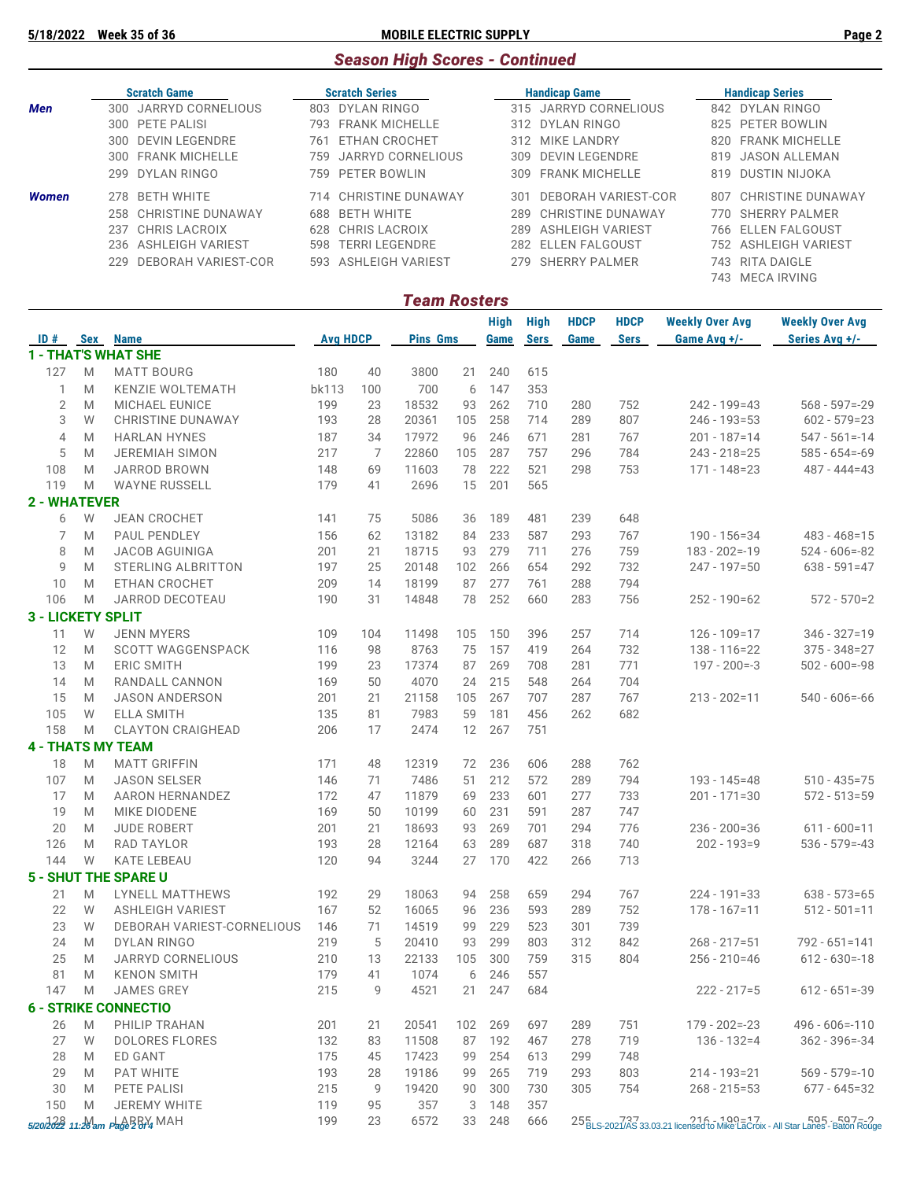## Season High Scores - Continued

| | Scratch Game | Scratch Series | Handicap Game | Handicap Series |
|---|---|---|---|---|
| **Men** | 300 JARRYD CORNELIOUS | 803 DYLAN RINGO | 315 JARRYD CORNELIOUS | 842 DYLAN RINGO |
| | 300 PETE PALISI | 793 FRANK MICHELLE | 312 DYLAN RINGO | 825 PETER BOWLIN |
| | 300 DEVIN LEGENDRE | 761 ETHAN CROCHET | 312 MIKE LANDRY | 820 FRANK MICHELLE |
| | 300 FRANK MICHELLE | 759 JARRYD CORNELIOUS | 309 DEVIN LEGENDRE | 819 JASON ALLEMAN |
| | 299 DYLAN RINGO | 759 PETER BOWLIN | 309 FRANK MICHELLE | 819 DUSTIN NIJOKA |
| **Women** | 278 BETH WHITE | 714 CHRISTINE DUNAWAY | 301 DEBORAH VARIEST-COR | 807 CHRISTINE DUNAWAY |
| | 258 CHRISTINE DUNAWAY | 688 BETH WHITE | 289 CHRISTINE DUNAWAY | 770 SHERRY PALMER |
| | 237 CHRIS LACROIX | 628 CHRIS LACROIX | 289 ASHLEIGH VARIEST | 766 ELLEN FALGOUST |
| | 236 ASHLEIGH VARIEST | 598 TERRI LEGENDRE | 282 ELLEN FALGOUST | 752 ASHLEIGH VARIEST |
| | 229 DEBORAH VARIEST-COR | 593 ASHLEIGH VARIEST | 279 SHERRY PALMER | 743 RITA DAIGLE |
| | | | | 743 MECA IRVING |

## Team Rosters

| ID # | Sex | Name | Avg | HDCP | Pins | Gms | High Game | High Sers | HDCP Game | HDCP Sers | Weekly Over Avg Game Avg +/- | Weekly Over Avg Series Avg +/- |
|---|---|---|---|---|---|---|---|---|---|---|---|---|
| **1 - THAT'S WHAT SHE** | | | | | | | | | | | | |
| 127 | M | MATT BOURG | 180 | 40 | 3800 | 21 | 240 | 615 | | | | |
| 1 | M | KENZIE WOLTEMATH | bk113 | 100 | 700 | 6 | 147 | 353 | | | | |
| 2 | M | MICHAEL EUNICE | 199 | 23 | 18532 | 93 | 262 | 710 | 280 | 752 | 242 - 199=43 | 568 - 597=-29 |
| 3 | W | CHRISTINE DUNAWAY | 193 | 28 | 20361 | 105 | 258 | 714 | 289 | 807 | 246 - 193=53 | 602 - 579=23 |
| 4 | M | HARLAN HYNES | 187 | 34 | 17972 | 96 | 246 | 671 | 281 | 767 | 201 - 187=14 | 547 - 561=-14 |
| 5 | M | JEREMIAH SIMON | 217 | 7 | 22860 | 105 | 287 | 757 | 296 | 784 | 243 - 218=25 | 585 - 654=-69 |
| 108 | M | JARROD BROWN | 148 | 69 | 11603 | 78 | 222 | 521 | 298 | 753 | 171 - 148=23 | 487 - 444=43 |
| 119 | M | WAYNE RUSSELL | 179 | 41 | 2696 | 15 | 201 | 565 | | | | |
| **2 - WHATEVER** | | | | | | | | | | | | |
| 6 | W | JEAN CROCHET | 141 | 75 | 5086 | 36 | 189 | 481 | 239 | 648 | | |
| 7 | M | PAUL PENDLEY | 156 | 62 | 13182 | 84 | 233 | 587 | 293 | 767 | 190 - 156=34 | 483 - 468=15 |
| 8 | M | JACOB AGUINIGA | 201 | 21 | 18715 | 93 | 279 | 711 | 276 | 759 | 183 - 202=-19 | 524 - 606=-82 |
| 9 | M | STERLING ALBRITTON | 197 | 25 | 20148 | 102 | 266 | 654 | 292 | 732 | 247 - 197=50 | 638 - 591=47 |
| 10 | M | ETHAN CROCHET | 209 | 14 | 18199 | 87 | 277 | 761 | 288 | 794 | | |
| 106 | M | JARROD DECOTEAU | 190 | 31 | 14848 | 78 | 252 | 660 | 283 | 756 | 252 - 190=62 | 572 - 570=2 |
| **3 - LICKETY SPLIT** | | | | | | | | | | | | |
| 11 | W | JENN MYERS | 109 | 104 | 11498 | 105 | 150 | 396 | 257 | 714 | 126 - 109=17 | 346 - 327=19 |
| 12 | M | SCOTT WAGGENSPACK | 116 | 98 | 8763 | 75 | 157 | 419 | 264 | 732 | 138 - 116=22 | 375 - 348=27 |
| 13 | M | ERIC SMITH | 199 | 23 | 17374 | 87 | 269 | 708 | 281 | 771 | 197 - 200=-3 | 502 - 600=-98 |
| 14 | M | RANDALL CANNON | 169 | 50 | 4070 | 24 | 215 | 548 | 264 | 704 | | |
| 15 | M | JASON ANDERSON | 201 | 21 | 21158 | 105 | 267 | 707 | 287 | 767 | 213 - 202=11 | 540 - 606=-66 |
| 105 | W | ELLA SMITH | 135 | 81 | 7983 | 59 | 181 | 456 | 262 | 682 | | |
| 158 | M | CLAYTON CRAIGHEAD | 206 | 17 | 2474 | 12 | 267 | 751 | | | | |
| **4 - THATS MY TEAM** | | | | | | | | | | | | |
| 18 | M | MATT GRIFFIN | 171 | 48 | 12319 | 72 | 236 | 606 | 288 | 762 | | |
| 107 | M | JASON SELSER | 146 | 71 | 7486 | 51 | 212 | 572 | 289 | 794 | 193 - 145=48 | 510 - 435=75 |
| 17 | M | AARON HERNANDEZ | 172 | 47 | 11879 | 69 | 233 | 601 | 277 | 733 | 201 - 171=30 | 572 - 513=59 |
| 19 | M | MIKE DIODENE | 169 | 50 | 10199 | 60 | 231 | 591 | 287 | 747 | | |
| 20 | M | JUDE ROBERT | 201 | 21 | 18693 | 93 | 269 | 701 | 294 | 776 | 236 - 200=36 | 611 - 600=11 |
| 126 | M | RAD TAYLOR | 193 | 28 | 12164 | 63 | 289 | 687 | 318 | 740 | 202 - 193=9 | 536 - 579=-43 |
| 144 | W | KATE LEBEAU | 120 | 94 | 3244 | 27 | 170 | 422 | 266 | 713 | | |
| **5 - SHUT THE SPARE U** | | | | | | | | | | | | |
| 21 | M | LYNELL MATTHEWS | 192 | 29 | 18063 | 94 | 258 | 659 | 294 | 767 | 224 - 191=33 | 638 - 573=65 |
| 22 | W | ASHLEIGH VARIEST | 167 | 52 | 16065 | 96 | 236 | 593 | 289 | 752 | 178 - 167=11 | 512 - 501=11 |
| 23 | W | DEBORAH VARIEST-CORNELIOUS | 146 | 71 | 14519 | 99 | 229 | 523 | 301 | 739 | | |
| 24 | M | DYLAN RINGO | 219 | 5 | 20410 | 93 | 299 | 803 | 312 | 842 | 268 - 217=51 | 792 - 651=141 |
| 25 | M | JARRYD CORNELIOUS | 210 | 13 | 22133 | 105 | 300 | 759 | 315 | 804 | 256 - 210=46 | 612 - 630=-18 |
| 81 | M | KENON SMITH | 179 | 41 | 1074 | 6 | 246 | 557 | | | | |
| 147 | M | JAMES GREY | 215 | 9 | 4521 | 21 | 247 | 684 | | | 222 - 217=5 | 612 - 651=-39 |
| **6 - STRIKE CONNECTIO** | | | | | | | | | | | | |
| 26 | M | PHILIP TRAHAN | 201 | 21 | 20541 | 102 | 269 | 697 | 289 | 751 | 179 - 202=-23 | 496 - 606=-110 |
| 27 | W | DOLORES FLORES | 132 | 83 | 11508 | 87 | 192 | 467 | 278 | 719 | 136 - 132=4 | 362 - 396=-34 |
| 28 | M | ED GANT | 175 | 45 | 17423 | 99 | 254 | 613 | 299 | 748 | | |
| 29 | M | PAT WHITE | 193 | 28 | 19186 | 99 | 265 | 719 | 293 | 803 | 214 - 193=21 | 569 - 579=-10 |
| 30 | M | PETE PALISI | 215 | 9 | 19420 | 90 | 300 | 730 | 305 | 754 | 268 - 215=53 | 677 - 645=32 |
| 150 | M | JEREMY WHITE | 119 | 95 | 357 | 3 | 148 | 357 | | | | |
| 128 | M | LARRY MAH | 199 | 23 | 6572 | 33 | 248 | 666 | 255 | 727 | 216 - 199=17 | 595 - 597=-2 |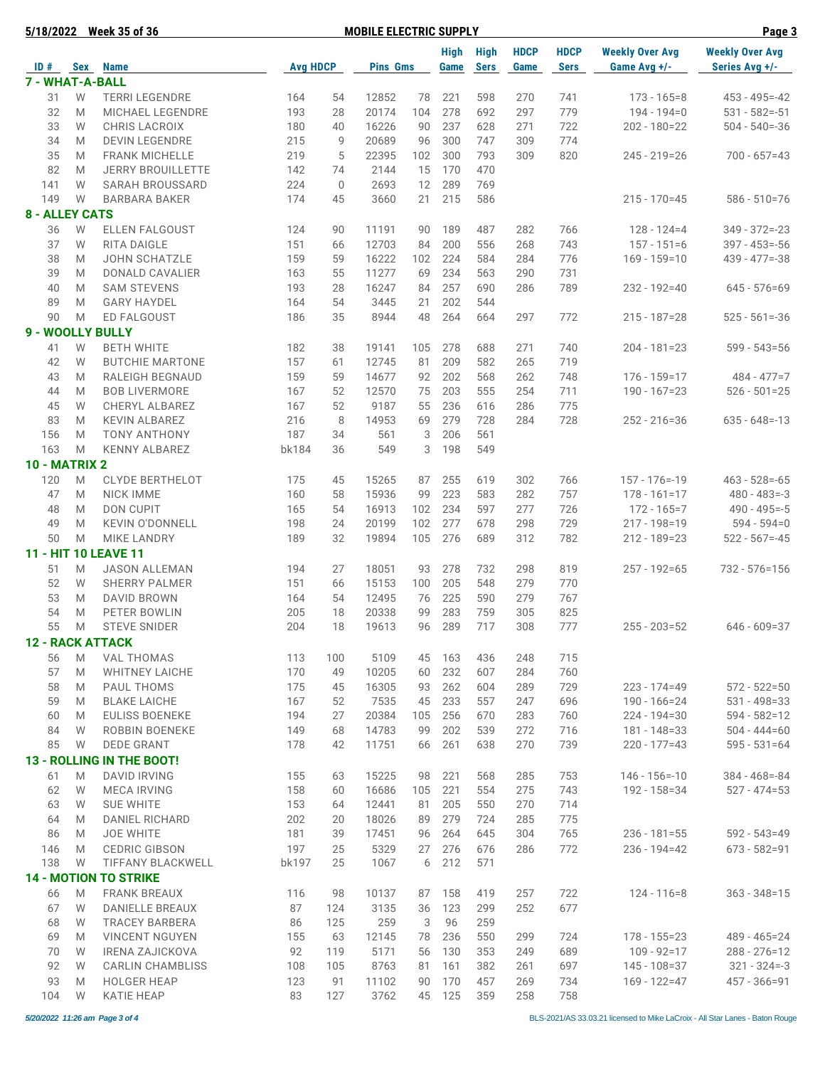5/18/2022 Week 35 of 36 **MOBILE ELECTRIC SUPPLY**

| ID # | Sex | Name | Avg | HDCP | Pins | Gms | High Game | High Sers | HDCP Game | HDCP Sers | Weekly Over Avg Game Avg +/- | Weekly Over Avg Series Avg +/- |
|---|---|---|---|---|---|---|---|---|---|---|---|---|
| **7 - WHAT-A-BALL** | | | | | | | | | | | | |
| 31 | W | TERRI LEGENDRE | 164 | 54 | 12852 | 78 | 221 | 598 | 270 | 741 | 173 - 165=8 | 453 - 495=-42 |
| 32 | M | MICHAEL LEGENDRE | 193 | 28 | 20174 | 104 | 278 | 692 | 297 | 779 | 194 - 194=0 | 531 - 582=-51 |
| 33 | W | CHRIS LACROIX | 180 | 40 | 16226 | 90 | 237 | 628 | 271 | 722 | 202 - 180=22 | 504 - 540=-36 |
| 34 | M | DEVIN LEGENDRE | 215 | 9 | 20689 | 96 | 300 | 747 | 309 | 774 | | |
| 35 | M | FRANK MICHELLE | 219 | 5 | 22395 | 102 | 300 | 793 | 309 | 820 | 245 - 219=26 | 700 - 657=43 |
| 82 | M | JERRY BROUILLETTE | 142 | 74 | 2144 | 15 | 170 | 470 | | | | |
| 141 | W | SARAH BROUSSARD | 224 | 0 | 2693 | 12 | 289 | 769 | | | | |
| 149 | W | BARBARA BAKER | 174 | 45 | 3660 | 21 | 215 | 586 | | | 215 - 170=45 | 586 - 510=76 |
| **8 - ALLEY CATS** | | | | | | | | | | | | |
| 36 | W | ELLEN FALGOUST | 124 | 90 | 11191 | 90 | 189 | 487 | 282 | 766 | 128 - 124=4 | 349 - 372=-23 |
| 37 | W | RITA DAIGLE | 151 | 66 | 12703 | 84 | 200 | 556 | 268 | 743 | 157 - 151=6 | 397 - 453=-56 |
| 38 | M | JOHN SCHATZLE | 159 | 59 | 16222 | 102 | 224 | 584 | 284 | 776 | 169 - 159=10 | 439 - 477=-38 |
| 39 | M | DONALD CAVALIER | 163 | 55 | 11277 | 69 | 234 | 563 | 290 | 731 | | |
| 40 | M | SAM STEVENS | 193 | 28 | 16247 | 84 | 257 | 690 | 286 | 789 | 232 - 192=40 | 645 - 576=69 |
| 89 | M | GARY HAYDEL | 164 | 54 | 3445 | 21 | 202 | 544 | | | | |
| 90 | M | ED FALGOUST | 186 | 35 | 8944 | 48 | 264 | 664 | 297 | 772 | 215 - 187=28 | 525 - 561=-36 |
| **9 - WOOLLY BULLY** | | | | | | | | | | | | |
| 41 | W | BETH WHITE | 182 | 38 | 19141 | 105 | 278 | 688 | 271 | 740 | 204 - 181=23 | 599 - 543=56 |
| 42 | W | BUTCHIE MARTONE | 157 | 61 | 12745 | 81 | 209 | 582 | 265 | 719 | | |
| 43 | M | RALEIGH BEGNAUD | 159 | 59 | 14677 | 92 | 202 | 568 | 262 | 748 | 176 - 159=17 | 484 - 477=7 |
| 44 | M | BOB LIVERMORE | 167 | 52 | 12570 | 75 | 203 | 555 | 254 | 711 | 190 - 167=23 | 526 - 501=25 |
| 45 | W | CHERYL ALBAREZ | 167 | 52 | 9187 | 55 | 236 | 616 | 286 | 775 | | |
| 83 | M | KEVIN ALBAREZ | 216 | 8 | 14953 | 69 | 279 | 728 | 284 | 728 | 252 - 216=36 | 635 - 648=-13 |
| 156 | M | TONY ANTHONY | 187 | 34 | 561 | 3 | 206 | 561 | | | | |
| 163 | M | KENNY ALBAREZ | bk184 | 36 | 549 | 3 | 198 | 549 | | | | |
| **10 - MATRIX 2** | | | | | | | | | | | | |
| 120 | M | CLYDE BERTHELOT | 175 | 45 | 15265 | 87 | 255 | 619 | 302 | 766 | 157 - 176=-19 | 463 - 528=-65 |
| 47 | M | NICK IMME | 160 | 58 | 15936 | 99 | 223 | 583 | 282 | 757 | 178 - 161=17 | 480 - 483=-3 |
| 48 | M | DON CUPIT | 165 | 54 | 16913 | 102 | 234 | 597 | 277 | 726 | 172 - 165=7 | 490 - 495=-5 |
| 49 | M | KEVIN O'DONNELL | 198 | 24 | 20199 | 102 | 277 | 678 | 298 | 729 | 217 - 198=19 | 594 - 594=0 |
| 50 | M | MIKE LANDRY | 189 | 32 | 19894 | 105 | 276 | 689 | 312 | 782 | 212 - 189=23 | 522 - 567=-45 |
| **11 - HIT 10 LEAVE 11** | | | | | | | | | | | | |
| 51 | M | JASON ALLEMAN | 194 | 27 | 18051 | 93 | 278 | 732 | 298 | 819 | 257 - 192=65 | 732 - 576=156 |
| 52 | W | SHERRY PALMER | 151 | 66 | 15153 | 100 | 205 | 548 | 279 | 770 | | |
| 53 | M | DAVID BROWN | 164 | 54 | 12495 | 76 | 225 | 590 | 279 | 767 | | |
| 54 | M | PETER BOWLIN | 205 | 18 | 20338 | 99 | 283 | 759 | 305 | 825 | | |
| 55 | M | STEVE SNIDER | 204 | 18 | 19613 | 96 | 289 | 717 | 308 | 777 | 255 - 203=52 | 646 - 609=37 |
| **12 - RACK ATTACK** | | | | | | | | | | | | |
| 56 | M | VAL THOMAS | 113 | 100 | 5109 | 45 | 163 | 436 | 248 | 715 | | |
| 57 | M | WHITNEY LAICHE | 170 | 49 | 10205 | 60 | 232 | 607 | 284 | 760 | | |
| 58 | M | PAUL THOMS | 175 | 45 | 16305 | 93 | 262 | 604 | 289 | 729 | 223 - 174=49 | 572 - 522=50 |
| 59 | M | BLAKE LAICHE | 167 | 52 | 7535 | 45 | 233 | 557 | 247 | 696 | 190 - 166=24 | 531 - 498=33 |
| 60 | M | EULISS BOENEKE | 194 | 27 | 20384 | 105 | 256 | 670 | 283 | 760 | 224 - 194=30 | 594 - 582=12 |
| 84 | W | ROBBIN BOENEKE | 149 | 68 | 14783 | 99 | 202 | 539 | 272 | 716 | 181 - 148=33 | 504 - 444=60 |
| 85 | W | DEDE GRANT | 178 | 42 | 11751 | 66 | 261 | 638 | 270 | 739 | 220 - 177=43 | 595 - 531=64 |
| **13 - ROLLING IN THE BOOT!** | | | | | | | | | | | | |
| 61 | M | DAVID IRVING | 155 | 63 | 15225 | 98 | 221 | 568 | 285 | 753 | 146 - 156=-10 | 384 - 468=-84 |
| 62 | W | MECA IRVING | 158 | 60 | 16686 | 105 | 221 | 554 | 275 | 743 | 192 - 158=34 | 527 - 474=53 |
| 63 | W | SUE WHITE | 153 | 64 | 12441 | 81 | 205 | 550 | 270 | 714 | | |
| 64 | M | DANIEL RICHARD | 202 | 20 | 18026 | 89 | 279 | 724 | 285 | 775 | | |
| 86 | M | JOE WHITE | 181 | 39 | 17451 | 96 | 264 | 645 | 304 | 765 | 236 - 181=55 | 592 - 543=49 |
| 146 | M | CEDRIC GIBSON | 197 | 25 | 5329 | 27 | 276 | 676 | 286 | 772 | 236 - 194=42 | 673 - 582=91 |
| 138 | W | TIFFANY BLACKWELL | bk197 | 25 | 1067 | 6 | 212 | 571 | | | | |
| **14 - MOTION TO STRIKE** | | | | | | | | | | | | |
| 66 | M | FRANK BREAUX | 116 | 98 | 10137 | 87 | 158 | 419 | 257 | 722 | 124 - 116=8 | 363 - 348=15 |
| 67 | W | DANIELLE BREAUX | 87 | 124 | 3135 | 36 | 123 | 299 | 252 | 677 | | |
| 68 | W | TRACEY BARBERA | 86 | 125 | 259 | 3 | 96 | 259 | | | | |
| 69 | M | VINCENT NGUYEN | 155 | 63 | 12145 | 78 | 236 | 550 | 299 | 724 | 178 - 155=23 | 489 - 465=24 |
| 70 | W | IRENA ZAJICKOVA | 92 | 119 | 5171 | 56 | 130 | 353 | 249 | 689 | 109 - 92=17 | 288 - 276=12 |
| 92 | W | CARLIN CHAMBLISS | 108 | 105 | 8763 | 81 | 161 | 382 | 261 | 697 | 145 - 108=37 | 321 - 324=-3 |
| 93 | M | HOLGER HEAP | 123 | 91 | 11102 | 90 | 170 | 457 | 269 | 734 | 169 - 122=47 | 457 - 366=91 |
| 104 | W | KATIE HEAP | 83 | 127 | 3762 | 45 | 125 | 359 | 258 | 758 | | |

5/20/2022 11:26 am Page 3 of 4 BLS-2021/AS 33.03.21 licensed to Mike LaCroix - All Star Lanes - Baton Rouge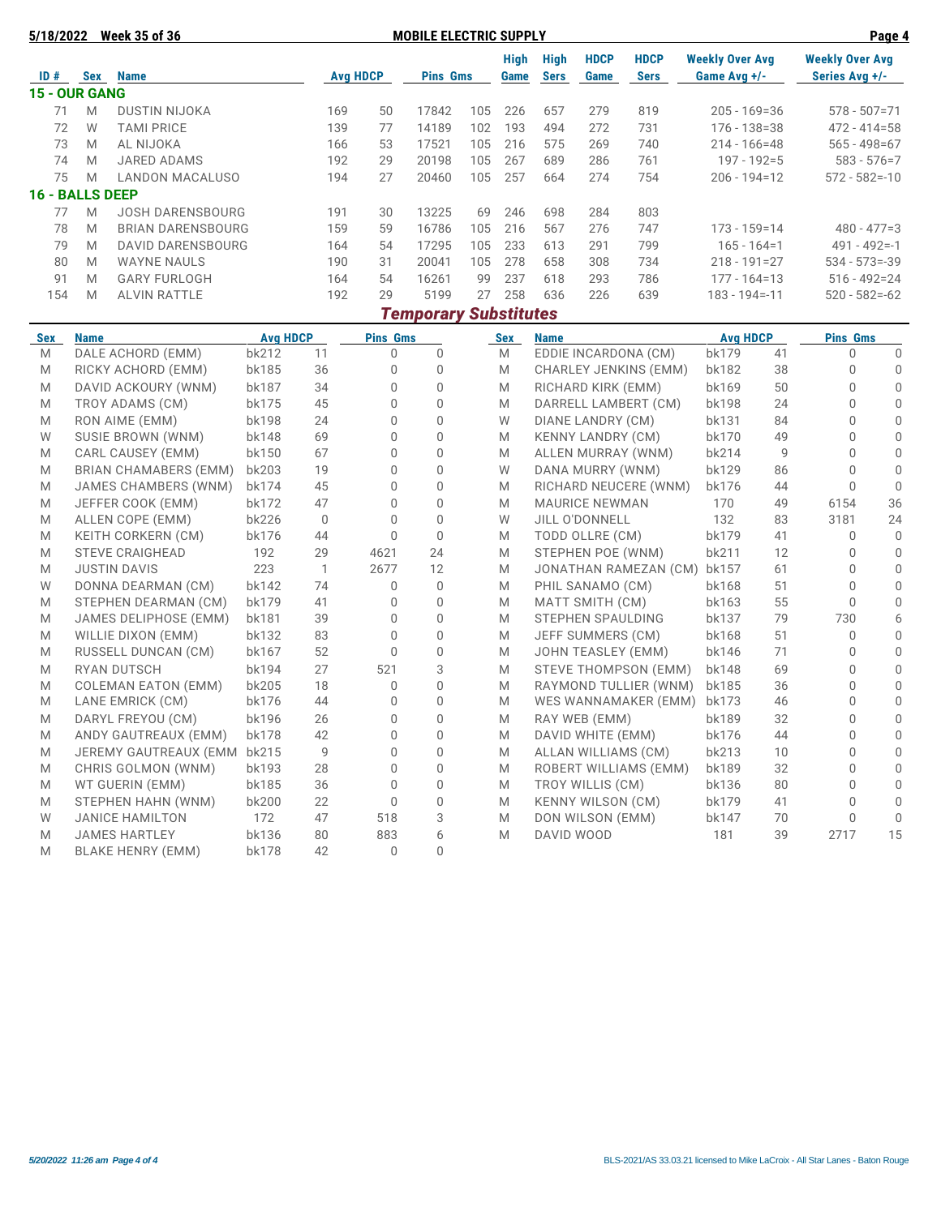| ID # | Sex | Name | Avg | HDCP | Pins | Gms | High Game | High Sers | HDCP Game | HDCP Sers | Weekly Over Avg Game Avg +/- | Weekly Over Avg Series Avg +/- |
|---|---|---|---|---|---|---|---|---|---|---|---|---|
| **15 - OUR GANG** | | | | | | | | | | | | |
| 71 | M | DUSTIN NIJOKA | 169 | 50 | 17842 | 105 | 226 | 657 | 279 | 819 | 205 - 169=36 | 578 - 507=71 |
| 72 | W | TAMI PRICE | 139 | 77 | 14189 | 102 | 193 | 494 | 272 | 731 | 176 - 138=38 | 472 - 414=58 |
| 73 | M | AL NIJOKA | 166 | 53 | 17521 | 105 | 216 | 575 | 269 | 740 | 214 - 166=48 | 565 - 498=67 |
| 74 | M | JARED ADAMS | 192 | 29 | 20198 | 105 | 267 | 689 | 286 | 761 | 197 - 192=5 | 583 - 576=7 |
| 75 | M | LANDON MACALUSO | 194 | 27 | 20460 | 105 | 257 | 664 | 274 | 754 | 206 - 194=12 | 572 - 582=-10 |
| **16 - BALLS DEEP** | | | | | | | | | | | | |
| 77 | M | JOSH DARENSBOURG | 191 | 30 | 13225 | 69 | 246 | 698 | 284 | 803 | | |
| 78 | M | BRIAN DARENSBOURG | 159 | 59 | 16786 | 105 | 216 | 567 | 276 | 747 | 173 - 159=14 | 480 - 477=3 |
| 79 | M | DAVID DARENSBOURG | 164 | 54 | 17295 | 105 | 233 | 613 | 291 | 799 | 165 - 164=1 | 491 - 492=-1 |
| 80 | M | WAYNE NAULS | 190 | 31 | 20041 | 105 | 278 | 658 | 308 | 734 | 218 - 191=27 | 534 - 573=-39 |
| 91 | M | GARY FURLOGH | 164 | 54 | 16261 | 99 | 237 | 618 | 293 | 786 | 177 - 164=13 | 516 - 492=24 |
| 154 | M | ALVIN RATTLE | 192 | 29 | 5199 | 27 | 258 | 636 | 226 | 639 | 183 - 194=-11 | 520 - 582=-62 |

## *Temporary Substitutes*

| Sex | Name | Avg | HDCP | Pins | Gms |
|---|---|---|---|---|---|
| M | DALE ACHORD (EMM) | bk212 | 11 | 0 | 0 |
| M | RICKY ACHORD (EMM) | bk185 | 36 | 0 | 0 |
| M | DAVID ACKOURY (WNM) | bk187 | 34 | 0 | 0 |
| M | TROY ADAMS (CM) | bk175 | 45 | 0 | 0 |
| M | RON AIME (EMM) | bk198 | 24 | 0 | 0 |
| W | SUSIE BROWN (WNM) | bk148 | 69 | 0 | 0 |
| M | CARL CAUSEY (EMM) | bk150 | 67 | 0 | 0 |
| M | BRIAN CHAMABERS (EMM) | bk203 | 19 | 0 | 0 |
| M | JAMES CHAMBERS (WNM) | bk174 | 45 | 0 | 0 |
| M | JEFFER COOK (EMM) | bk172 | 47 | 0 | 0 |
| M | ALLEN COPE (EMM) | bk226 | 0 | 0 | 0 |
| M | KEITH CORKERN (CM) | bk176 | 44 | 0 | 0 |
| M | STEVE CRAIGHEAD | 192 | 29 | 4621 | 24 |
| M | JUSTIN DAVIS | 223 | 1 | 2677 | 12 |
| W | DONNA DEARMAN (CM) | bk142 | 74 | 0 | 0 |
| M | STEPHEN DEARMAN (CM) | bk179 | 41 | 0 | 0 |
| M | JAMES DELIPHOSE (EMM) | bk181 | 39 | 0 | 0 |
| M | WILLIE DIXON (EMM) | bk132 | 83 | 0 | 0 |
| M | RUSSELL DUNCAN (CM) | bk167 | 52 | 0 | 0 |
| M | RYAN DUTSCH | bk194 | 27 | 521 | 3 |
| M | COLEMAN EATON (EMM) | bk205 | 18 | 0 | 0 |
| M | LANE EMRICK (CM) | bk176 | 44 | 0 | 0 |
| M | DARYL FREYOU (CM) | bk196 | 26 | 0 | 0 |
| M | ANDY GAUTREAUX (EMM) | bk178 | 42 | 0 | 0 |
| M | JEREMY GAUTREAUX (EMM | bk215 | 9 | 0 | 0 |
| M | CHRIS GOLMON (WNM) | bk193 | 28 | 0 | 0 |
| M | WT GUERIN (EMM) | bk185 | 36 | 0 | 0 |
| M | STEPHEN HAHN (WNM) | bk200 | 22 | 0 | 0 |
| W | JANICE HAMILTON | 172 | 47 | 518 | 3 |
| M | JAMES HARTLEY | bk136 | 80 | 883 | 6 |
| M | BLAKE HENRY (EMM) | bk178 | 42 | 0 | 0 |
| M | EDDIE INCARDONA (CM) | bk179 | 41 | 0 | 0 |
| M | CHARLEY JENKINS (EMM) | bk182 | 38 | 0 | 0 |
| M | RICHARD KIRK (EMM) | bk169 | 50 | 0 | 0 |
| M | DARRELL LAMBERT (CM) | bk198 | 24 | 0 | 0 |
| W | DIANE LANDRY (CM) | bk131 | 84 | 0 | 0 |
| M | KENNY LANDRY (CM) | bk170 | 49 | 0 | 0 |
| M | ALLEN MURRAY (WNM) | bk214 | 9 | 0 | 0 |
| W | DANA MURRY (WNM) | bk129 | 86 | 0 | 0 |
| M | RICHARD NEUCERE (WNM) | bk176 | 44 | 0 | 0 |
| M | MAURICE NEWMAN | 170 | 49 | 6154 | 36 |
| W | JILL O'DONNELL | 132 | 83 | 3181 | 24 |
| M | TODD OLLRE (CM) | bk179 | 41 | 0 | 0 |
| M | STEPHEN POE (WNM) | bk211 | 12 | 0 | 0 |
| M | JONATHAN RAMEZAN (CM) | bk157 | 61 | 0 | 0 |
| M | PHIL SANAMO (CM) | bk168 | 51 | 0 | 0 |
| M | MATT SMITH (CM) | bk163 | 55 | 0 | 0 |
| M | STEPHEN SPAULDING | bk137 | 79 | 730 | 6 |
| M | JEFF SUMMERS (CM) | bk168 | 51 | 0 | 0 |
| M | JOHN TEASLEY (EMM) | bk146 | 71 | 0 | 0 |
| M | STEVE THOMPSON (EMM) | bk148 | 69 | 0 | 0 |
| M | RAYMOND TULLIER (WNM) | bk185 | 36 | 0 | 0 |
| M | WES WANNAMAKER (EMM) | bk173 | 46 | 0 | 0 |
| M | RAY WEB (EMM) | bk189 | 32 | 0 | 0 |
| M | DAVID WHITE (EMM) | bk176 | 44 | 0 | 0 |
| M | ALLAN WILLIAMS (CM) | bk213 | 10 | 0 | 0 |
| M | ROBERT WILLIAMS (EMM) | bk189 | 32 | 0 | 0 |
| M | TROY WILLIS (CM) | bk136 | 80 | 0 | 0 |
| M | KENNY WILSON (CM) | bk179 | 41 | 0 | 0 |
| M | DON WILSON (EMM) | bk147 | 70 | 0 | 0 |
| M | DAVID WOOD | 181 | 39 | 2717 | 15 |